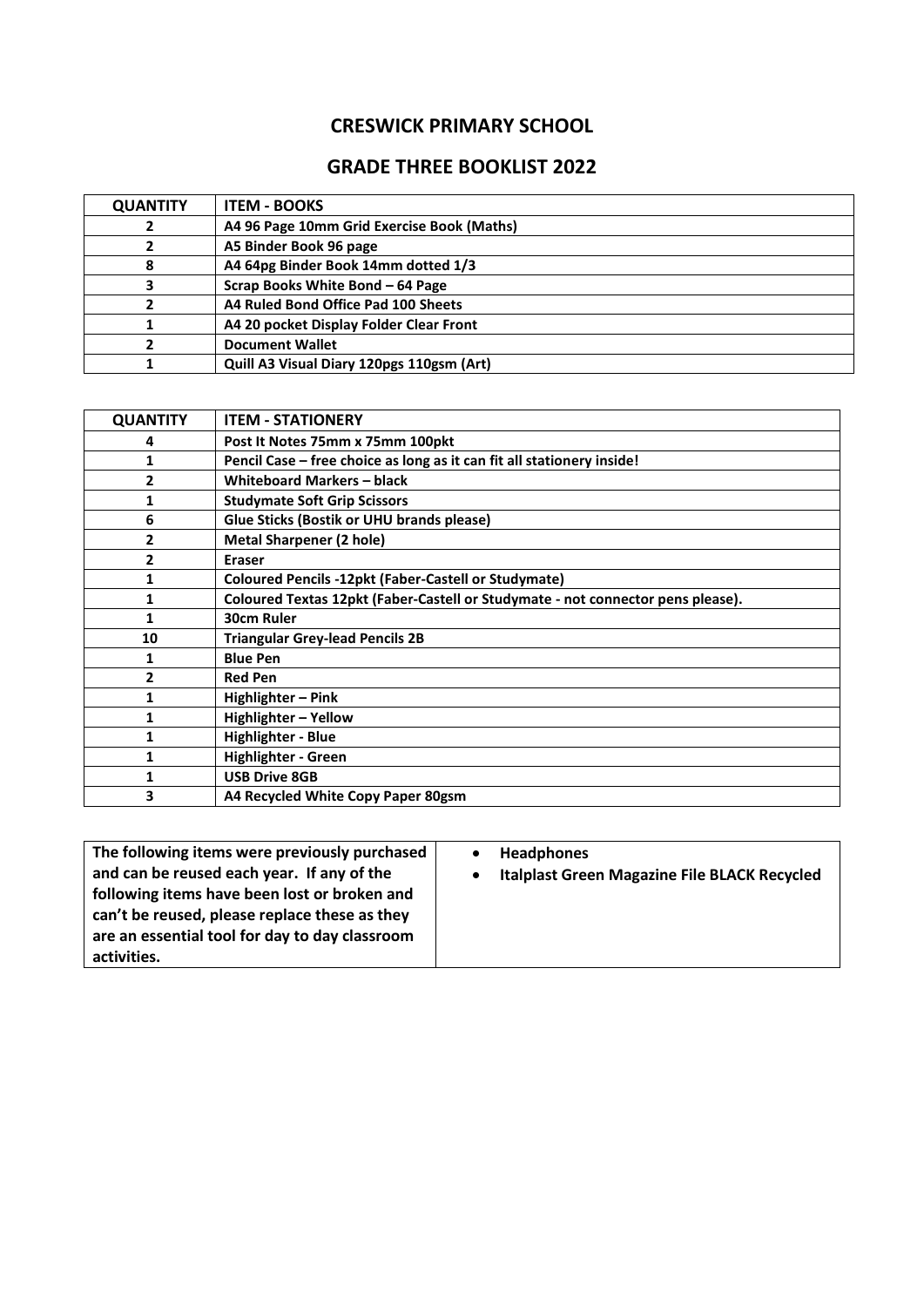# CRESWICK PRIMARY SCHOOL

## GRADE THREE BOOKLIST 2022

| QUANTITY | ITEM - BOOKS |
|---|---|
| 2 | A4 96 Page 10mm Grid Exercise Book (Maths) |
| 2 | A5 Binder Book 96 page |
| 8 | A4 64pg Binder Book 14mm dotted 1/3 |
| 3 | Scrap Books White Bond – 64 Page |
| 2 | A4 Ruled Bond Office Pad 100 Sheets |
| 1 | A4 20 pocket Display Folder Clear Front |
| 2 | Document Wallet |
| 1 | Quill A3 Visual Diary 120pgs 110gsm (Art) |

| QUANTITY | ITEM - STATIONERY |
|---|---|
| 4 | Post It Notes 75mm x 75mm 100pkt |
| 1 | Pencil Case – free choice as long as it can fit all stationery inside! |
| 2 | Whiteboard Markers – black |
| 1 | Studymate Soft Grip Scissors |
| 6 | Glue Sticks (Bostik or UHU brands please) |
| 2 | Metal Sharpener (2 hole) |
| 2 | Eraser |
| 1 | Coloured Pencils -12pkt (Faber-Castell or Studymate) |
| 1 | Coloured Textas 12pkt (Faber-Castell or Studymate - not connector pens please). |
| 1 | 30cm Ruler |
| 10 | Triangular Grey-lead Pencils 2B |
| 1 | Blue Pen |
| 2 | Red Pen |
| 1 | Highlighter – Pink |
| 1 | Highlighter – Yellow |
| 1 | Highlighter - Blue |
| 1 | Highlighter - Green |
| 1 | USB Drive 8GB |
| 3 | A4 Recycled White Copy Paper 80gsm |

| The following items were previously purchased and can be reused each year. If any of the following items have been lost or broken and can't be reused, please replace these as they are an essential tool for day to day classroom activities. | • Headphones<br>• Italplast Green Magazine File BLACK Recycled |
|---|---|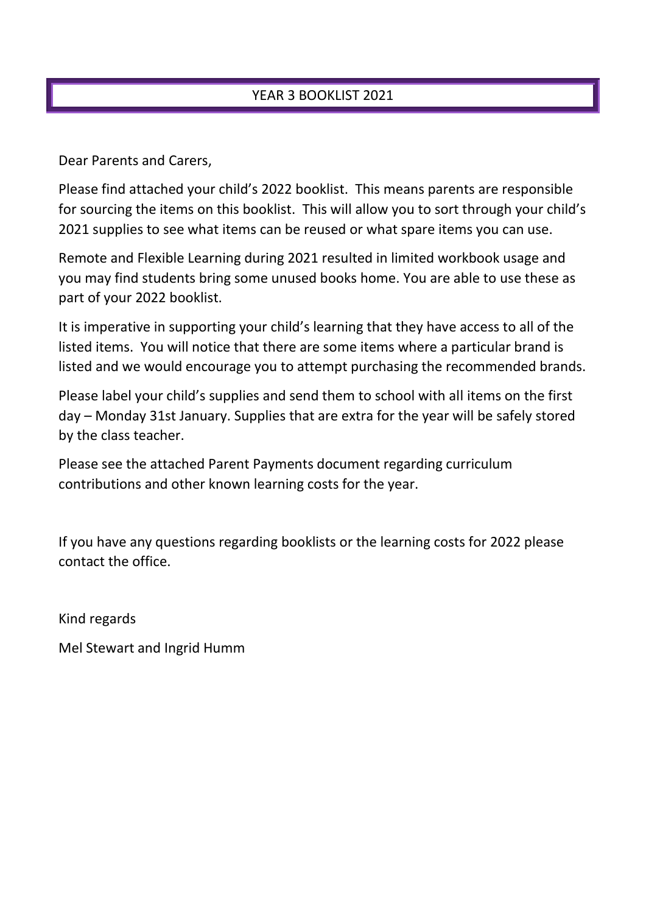# YEAR 3 BOOKLIST 2021

Dear Parents and Carers,

Please find attached your child's 2022 booklist. This means parents are responsible for sourcing the items on this booklist. This will allow you to sort through your child's 2021 supplies to see what items can be reused or what spare items you can use.

Remote and Flexible Learning during 2021 resulted in limited workbook usage and you may find students bring some unused books home. You are able to use these as part of your 2022 booklist.

It is imperative in supporting your child's learning that they have access to all of the listed items. You will notice that there are some items where a particular brand is listed and we would encourage you to attempt purchasing the recommended brands.

Please label your child's supplies and send them to school with all items on the first day – Monday 31st January. Supplies that are extra for the year will be safely stored by the class teacher.

Please see the attached Parent Payments document regarding curriculum contributions and other known learning costs for the year.

If you have any questions regarding booklists or the learning costs for 2022 please contact the office.

Kind regards

Mel Stewart and Ingrid Humm